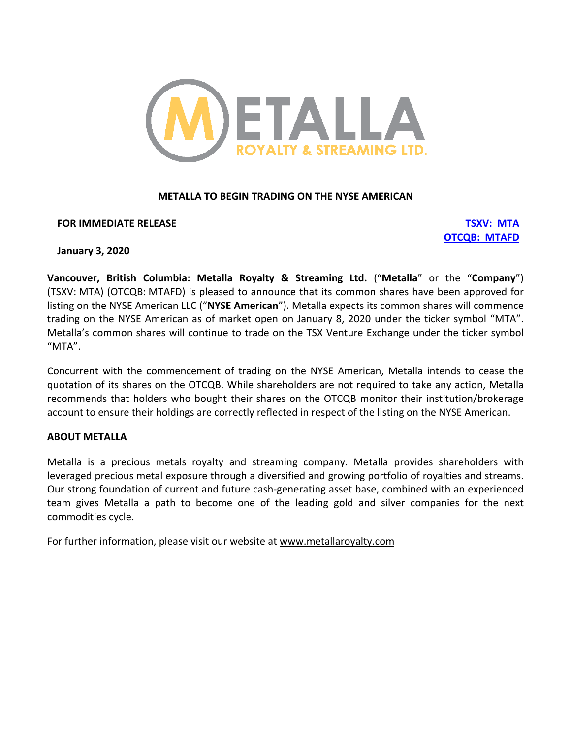METALLA ROYALTY & STREAMING LTD.

# METALLA TO BEGIN TRADING ON THE NYSE AMERICAN

**FOR IMMEDIATE RELEASE**

**TSXV: MTA**
**OTCQB: MTAFD**

**January 3, 2020**

**Vancouver, British Columbia: Metalla Royalty & Streaming Ltd.** ("**Metalla**" or the "**Company**") (TSXV: MTA) (OTCQB: MTAFD) is pleased to announce that its common shares have been approved for listing on the NYSE American LLC ("**NYSE American**"). Metalla expects its common shares will commence trading on the NYSE American as of market open on January 8, 2020 under the ticker symbol "MTA". Metalla's common shares will continue to trade on the TSX Venture Exchange under the ticker symbol "MTA".

Concurrent with the commencement of trading on the NYSE American, Metalla intends to cease the quotation of its shares on the OTCQB. While shareholders are not required to take any action, Metalla recommends that holders who bought their shares on the OTCQB monitor their institution/brokerage account to ensure their holdings are correctly reflected in respect of the listing on the NYSE American.

## ABOUT METALLA

Metalla is a precious metals royalty and streaming company. Metalla provides shareholders with leveraged precious metal exposure through a diversified and growing portfolio of royalties and streams. Our strong foundation of current and future cash-generating asset base, combined with an experienced team gives Metalla a path to become one of the leading gold and silver companies for the next commodities cycle.

For further information, please visit our website at www.metallaroyalty.com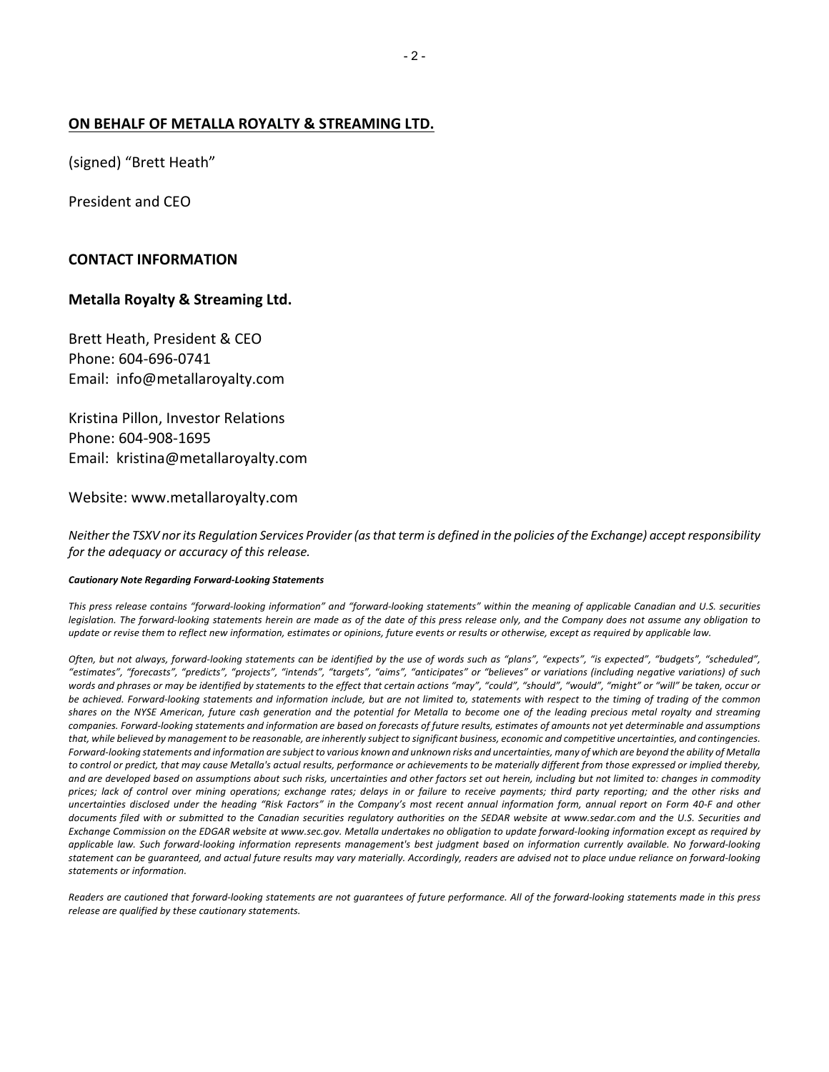**ON BEHALF OF METALLA ROYALTY & STREAMING LTD.**

(signed) "Brett Heath"

President and CEO

**CONTACT INFORMATION**

**Metalla Royalty & Streaming Ltd.**

Brett Heath, President & CEO
Phone: 604-696-0741
Email: info@metallaroyalty.com

Kristina Pillon, Investor Relations
Phone: 604-908-1695
Email: kristina@metallaroyalty.com

Website: www.metallaroyalty.com

*Neither the TSXV nor its Regulation Services Provider (as that term is defined in the policies of the Exchange) accept responsibility for the adequacy or accuracy of this release.*

***Cautionary Note Regarding Forward-Looking Statements***

*This press release contains "forward-looking information" and "forward-looking statements" within the meaning of applicable Canadian and U.S. securities legislation. The forward-looking statements herein are made as of the date of this press release only, and the Company does not assume any obligation to update or revise them to reflect new information, estimates or opinions, future events or results or otherwise, except as required by applicable law.*

*Often, but not always, forward-looking statements can be identified by the use of words such as "plans", "expects", "is expected", "budgets", "scheduled", "estimates", "forecasts", "predicts", "projects", "intends", "targets", "aims", "anticipates" or "believes" or variations (including negative variations) of such words and phrases or may be identified by statements to the effect that certain actions "may", "could", "should", "would", "might" or "will" be taken, occur or be achieved. Forward-looking statements and information include, but are not limited to, statements with respect to the timing of trading of the common shares on the NYSE American, future cash generation and the potential for Metalla to become one of the leading precious metal royalty and streaming companies. Forward-looking statements and information are based on forecasts of future results, estimates of amounts not yet determinable and assumptions that, while believed by management to be reasonable, are inherently subject to significant business, economic and competitive uncertainties, and contingencies. Forward-looking statements and information are subject to various known and unknown risks and uncertainties, many of which are beyond the ability of Metalla to control or predict, that may cause Metalla's actual results, performance or achievements to be materially different from those expressed or implied thereby, and are developed based on assumptions about such risks, uncertainties and other factors set out herein, including but not limited to: changes in commodity prices; lack of control over mining operations; exchange rates; delays in or failure to receive payments; third party reporting; and the other risks and uncertainties disclosed under the heading "Risk Factors" in the Company's most recent annual information form, annual report on Form 40-F and other documents filed with or submitted to the Canadian securities regulatory authorities on the SEDAR website at www.sedar.com and the U.S. Securities and Exchange Commission on the EDGAR website at www.sec.gov. Metalla undertakes no obligation to update forward-looking information except as required by applicable law. Such forward-looking information represents management's best judgment based on information currently available. No forward-looking statement can be guaranteed, and actual future results may vary materially. Accordingly, readers are advised not to place undue reliance on forward-looking statements or information.*

*Readers are cautioned that forward-looking statements are not guarantees of future performance. All of the forward-looking statements made in this press release are qualified by these cautionary statements.*